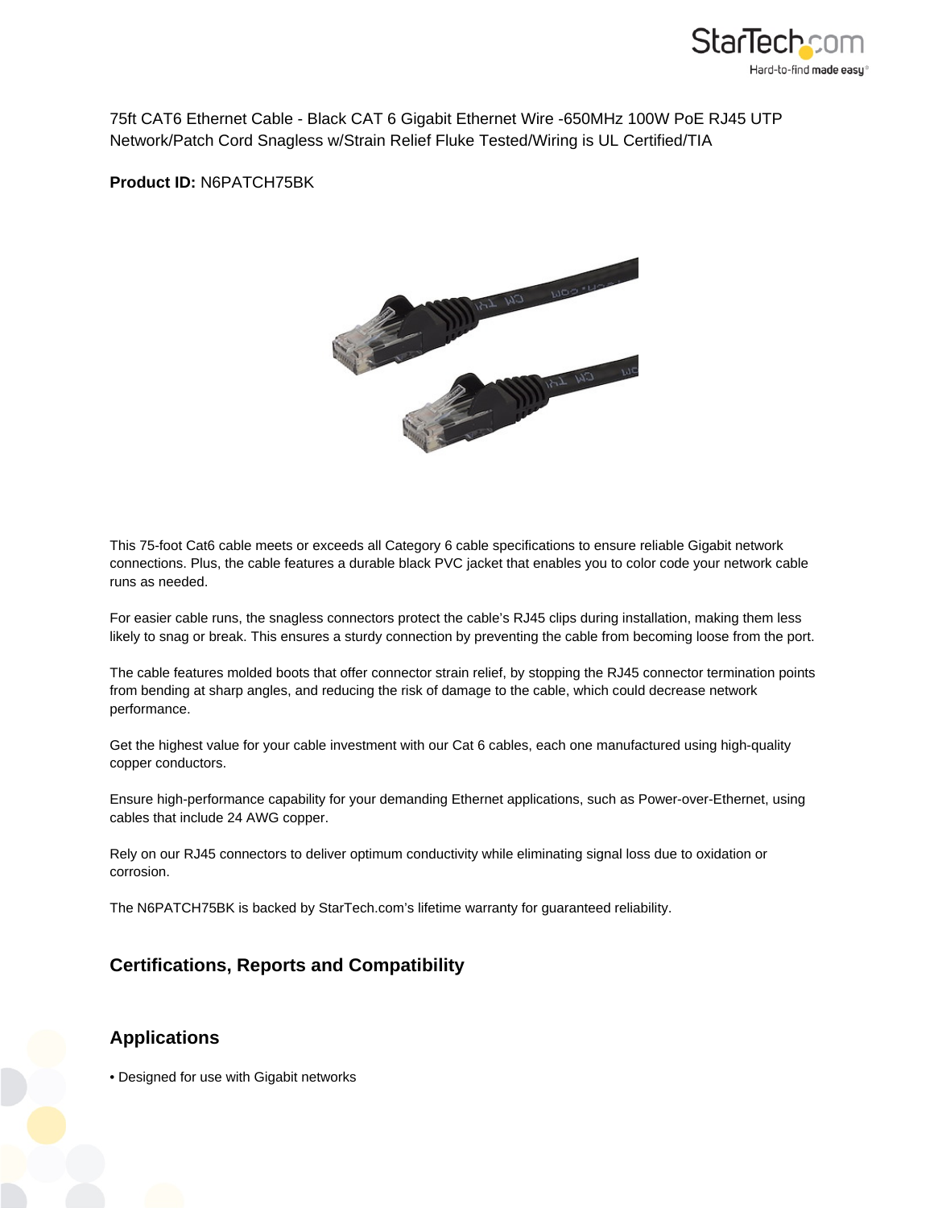75ft CAT6 Ethernet Cable - Black CAT 6 Gigabit Ethernet Wire -650MHz 100W PoE RJ45 UTP Network/Patch Cord Snagless w/Strain Relief Fluke Tested/Wiring is UL Certified/TIA

**Product ID:** N6PATCH75BK

This 75-foot Cat6 cable meets or exceeds all Category 6 cable specifications to ensure reliable Gigabit network connections. Plus, the cable features a durable black PVC jacket that enables you to color code your network cable runs as needed.

For easier cable runs, the snagless connectors protect the cable's RJ45 clips during installation, making them less likely to snag or break. This ensures a sturdy connection by preventing the cable from becoming loose from the port.

The cable features molded boots that offer connector strain relief, by stopping the RJ45 connector termination points from bending at sharp angles, and reducing the risk of damage to the cable, which could decrease network performance.

Get the highest value for your cable investment with our Cat 6 cables, each one manufactured using high-quality copper conductors.

Ensure high-performance capability for your demanding Ethernet applications, such as Power-over-Ethernet, using cables that include 24 AWG copper.

Rely on our RJ45 connectors to deliver optimum conductivity while eliminating signal loss due to oxidation or corrosion.

The N6PATCH75BK is backed by StarTech.com's lifetime warranty for guaranteed reliability.

## Certifications, Reports and Compatibility

## Applications

• Designed for use with Gigabit networks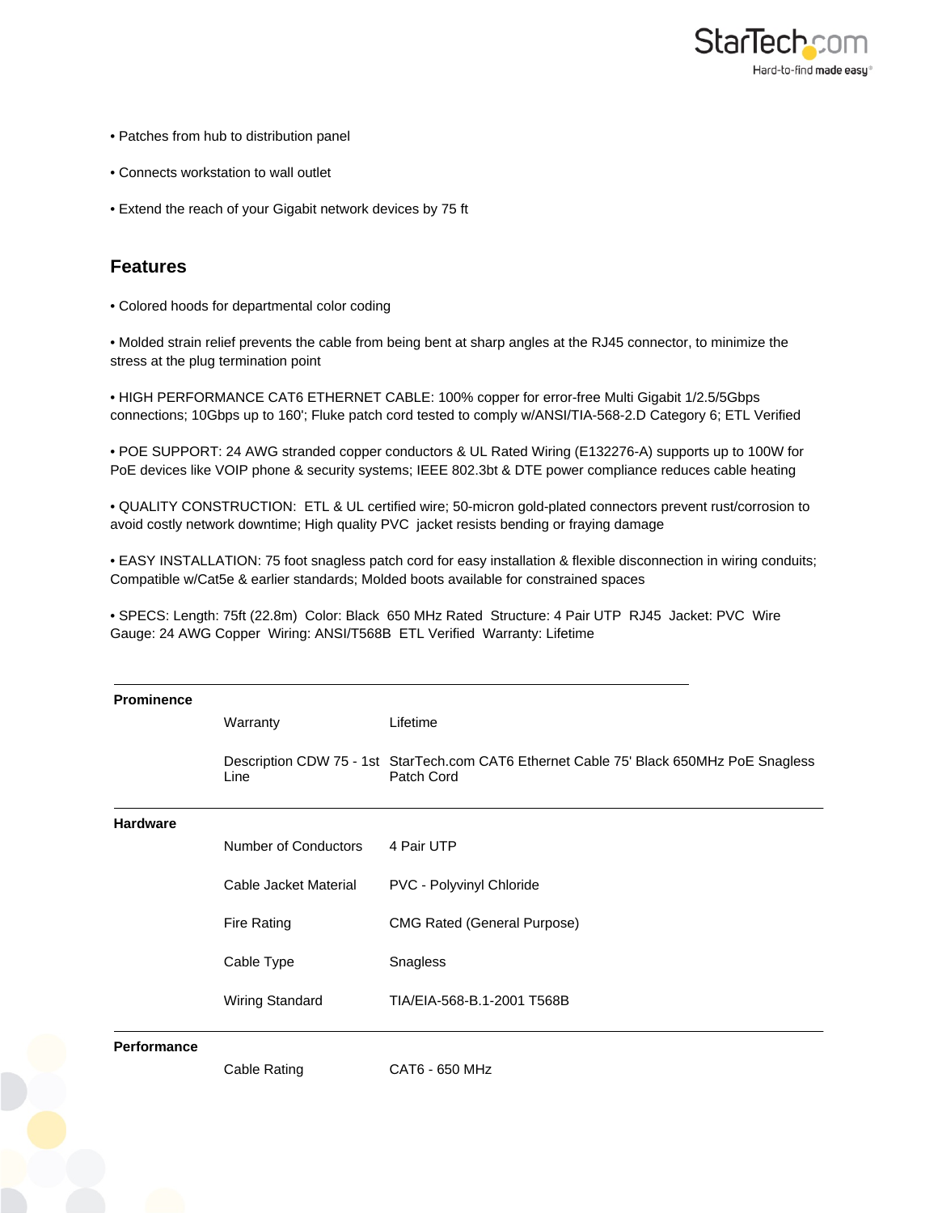- Patches from hub to distribution panel
- Connects workstation to wall outlet
- Extend the reach of your Gigabit network devices by 75 ft

## Features

- Colored hoods for departmental color coding
- Molded strain relief prevents the cable from being bent at sharp angles at the RJ45 connector, to minimize the stress at the plug termination point
- HIGH PERFORMANCE CAT6 ETHERNET CABLE: 100% copper for error-free Multi Gigabit 1/2.5/5Gbps connections; 10Gbps up to 160'; Fluke patch cord tested to comply w/ANSI/TIA-568-2.D Category 6; ETL Verified
- POE SUPPORT: 24 AWG stranded copper conductors & UL Rated Wiring (E132276-A) supports up to 100W for PoE devices like VOIP phone & security systems; IEEE 802.3bt & DTE power compliance reduces cable heating
- QUALITY CONSTRUCTION: ETL & UL certified wire; 50-micron gold-plated connectors prevent rust/corrosion to avoid costly network downtime; High quality PVC jacket resists bending or fraying damage
- EASY INSTALLATION: 75 foot snagless patch cord for easy installation & flexible disconnection in wiring conduits; Compatible w/Cat5e & earlier standards; Molded boots available for constrained spaces
- SPECS: Length: 75ft (22.8m) Color: Black 650 MHz Rated Structure: 4 Pair UTP RJ45 Jacket: PVC Wire Gauge: 24 AWG Copper Wiring: ANSI/T568B ETL Verified Warranty: Lifetime

| | | |
|---|---|---|
| **Prominence** | | |
| | Warranty | Lifetime |
| | Description CDW 75 - 1st Line | StarTech.com CAT6 Ethernet Cable 75' Black 650MHz PoE Snagless Patch Cord |
| **Hardware** | | |
| | Number of Conductors | 4 Pair UTP |
| | Cable Jacket Material | PVC - Polyvinyl Chloride |
| | Fire Rating | CMG Rated (General Purpose) |
| | Cable Type | Snagless |
| | Wiring Standard | TIA/EIA-568-B.1-2001 T568B |
| **Performance** | | |
| | Cable Rating | CAT6 - 650 MHz |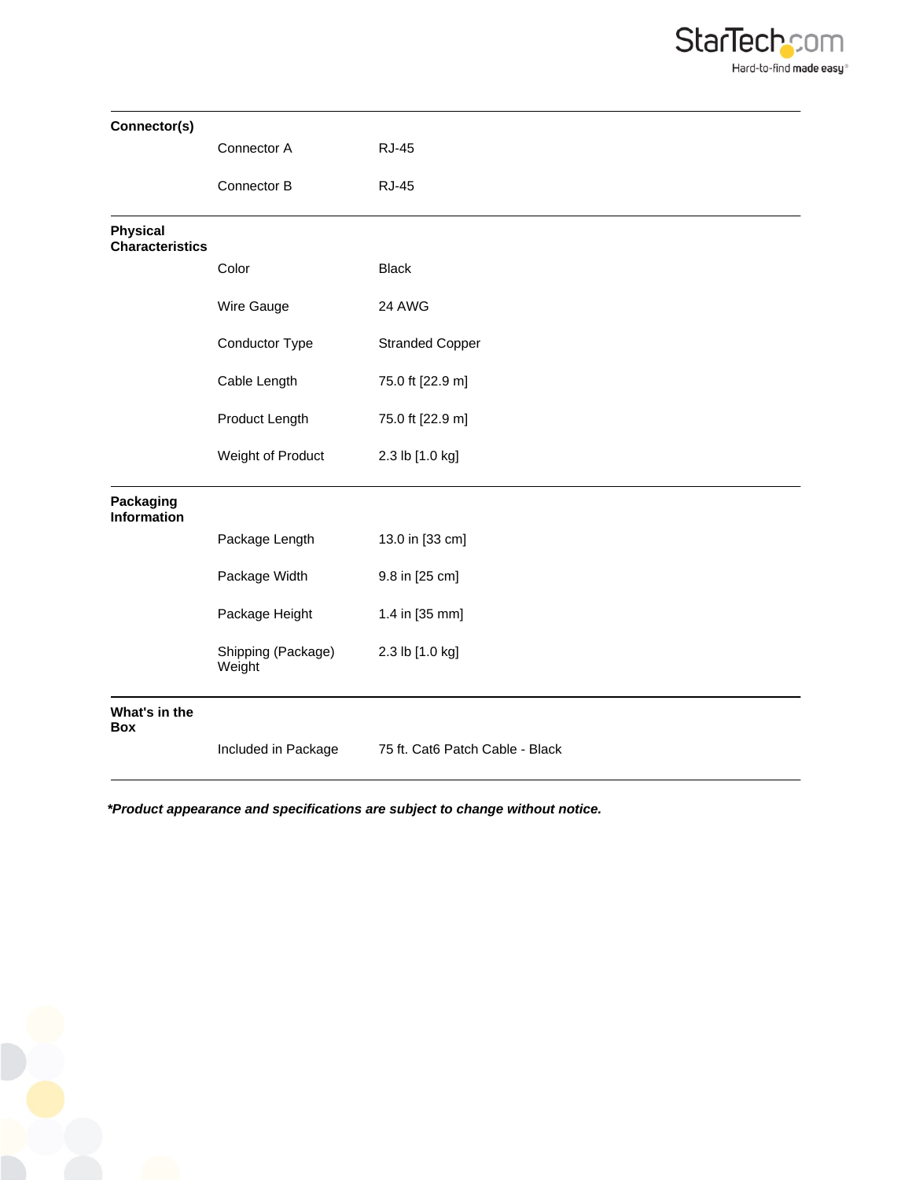| | | |
|---|---|---|
| **Connector(s)** | | |
| | Connector A | RJ-45 |
| | Connector B | RJ-45 |
| **Physical Characteristics** | | |
| | Color | Black |
| | Wire Gauge | 24 AWG |
| | Conductor Type | Stranded Copper |
| | Cable Length | 75.0 ft [22.9 m] |
| | Product Length | 75.0 ft [22.9 m] |
| | Weight of Product | 2.3 lb [1.0 kg] |
| **Packaging Information** | | |
| | Package Length | 13.0 in [33 cm] |
| | Package Width | 9.8 in [25 cm] |
| | Package Height | 1.4 in [35 mm] |
| | Shipping (Package) Weight | 2.3 lb [1.0 kg] |
| **What's in the Box** | | |
| | Included in Package | 75 ft. Cat6 Patch Cable - Black |

***Product appearance and specifications are subject to change without notice.***